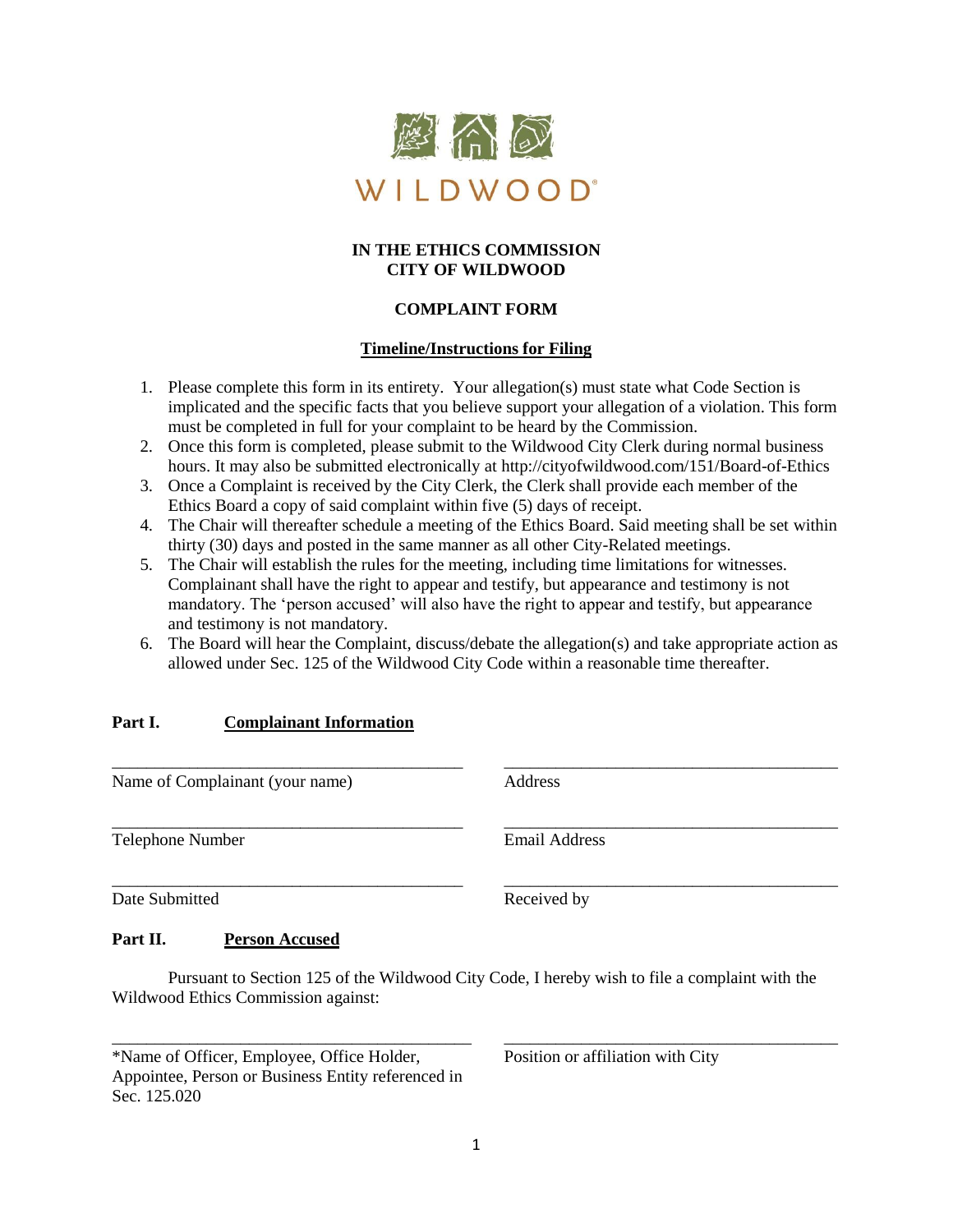WILDWOOD®

**IN THE ETHICS COMMISSION**
**CITY OF WILDWOOD**

**COMPLAINT FORM**

**Timeline/Instructions for Filing**

1. Please complete this form in its entirety. Your allegation(s) must state what Code Section is implicated and the specific facts that you believe support your allegation of a violation. This form must be completed in full for your complaint to be heard by the Commission.
2. Once this form is completed, please submit to the Wildwood City Clerk during normal business hours. It may also be submitted electronically at http://cityofwildwood.com/151/Board-of-Ethics
3. Once a Complaint is received by the City Clerk, the Clerk shall provide each member of the Ethics Board a copy of said complaint within five (5) days of receipt.
4. The Chair will thereafter schedule a meeting of the Ethics Board. Said meeting shall be set within thirty (30) days and posted in the same manner as all other City-Related meetings.
5. The Chair will establish the rules for the meeting, including time limitations for witnesses. Complainant shall have the right to appear and testify, but appearance and testimony is not mandatory. The 'person accused' will also have the right to appear and testify, but appearance and testimony is not mandatory.
6. The Board will hear the Complaint, discuss/debate the allegation(s) and take appropriate action as allowed under Sec. 125 of the Wildwood City Code within a reasonable time thereafter.

**Part I. Complainant Information**

\_\_\_\_\_\_\_\_\_\_\_\_\_\_\_\_\_\_\_\_\_\_\_\_\_\_\_\_\_\_\_\_\_\_\_\_\_\_\_\_
Name of Complainant (your name)

\_\_\_\_\_\_\_\_\_\_\_\_\_\_\_\_\_\_\_\_\_\_\_\_\_\_\_\_\_\_\_\_\_\_\_\_\_\_\_\_
Address

\_\_\_\_\_\_\_\_\_\_\_\_\_\_\_\_\_\_\_\_\_\_\_\_\_\_\_\_\_\_\_\_\_\_\_\_\_\_\_\_
Telephone Number

\_\_\_\_\_\_\_\_\_\_\_\_\_\_\_\_\_\_\_\_\_\_\_\_\_\_\_\_\_\_\_\_\_\_\_\_\_\_\_\_
Email Address

\_\_\_\_\_\_\_\_\_\_\_\_\_\_\_\_\_\_\_\_\_\_\_\_\_\_\_\_\_\_\_\_\_\_\_\_\_\_\_\_
Date Submitted

\_\_\_\_\_\_\_\_\_\_\_\_\_\_\_\_\_\_\_\_\_\_\_\_\_\_\_\_\_\_\_\_\_\_\_\_\_\_\_\_
Received by

**Part II. Person Accused**

Pursuant to Section 125 of the Wildwood City Code, I hereby wish to file a complaint with the Wildwood Ethics Commission against:

\_\_\_\_\_\_\_\_\_\_\_\_\_\_\_\_\_\_\_\_\_\_\_\_\_\_\_\_\_\_\_\_\_\_\_\_\_\_\_\_
*Name of Officer, Employee, Office Holder, Appointee, Person or Business Entity referenced in Sec. 125.020

\_\_\_\_\_\_\_\_\_\_\_\_\_\_\_\_\_\_\_\_\_\_\_\_\_\_\_\_\_\_\_\_\_\_\_\_\_\_\_\_
Position or affiliation with City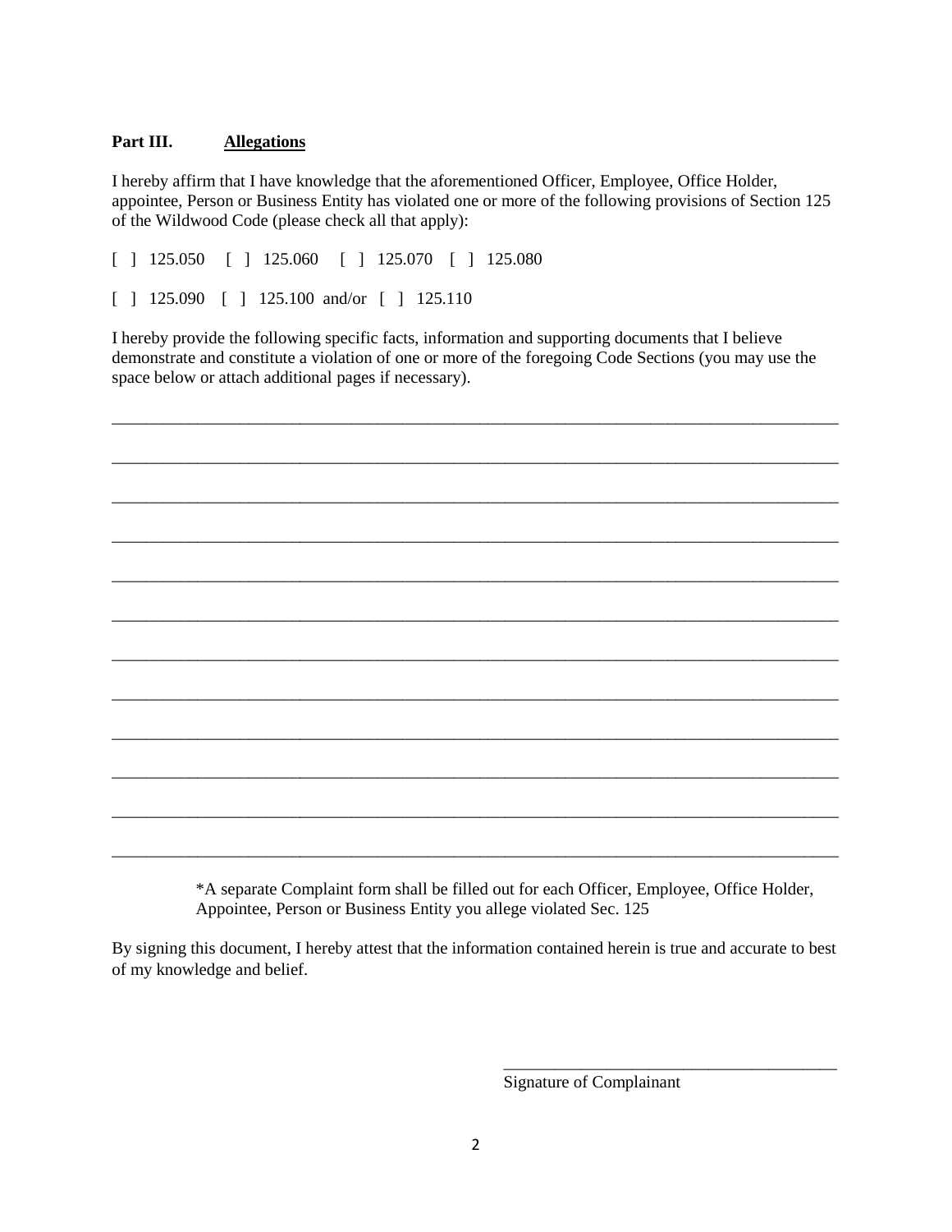**Part III. Allegations**

I hereby affirm that I have knowledge that the aforementioned Officer, Employee, Office Holder, appointee, Person or Business Entity has violated one or more of the following provisions of Section 125 of the Wildwood Code (please check all that apply):

[ ] 125.050 [ ] 125.060 [ ] 125.070 [ ] 125.080

[ ] 125.090 [ ] 125.100 and/or [ ] 125.110

I hereby provide the following specific facts, information and supporting documents that I believe demonstrate and constitute a violation of one or more of the foregoing Code Sections (you may use the space below or attach additional pages if necessary).

\_\_\_\_\_\_\_\_\_\_\_\_\_\_\_\_\_\_\_\_\_\_\_\_\_\_\_\_\_\_\_\_\_\_\_\_\_\_\_\_\_\_\_\_\_\_\_\_\_\_\_\_\_\_\_\_\_\_\_\_\_\_\_\_\_\_\_\_\_\_\_\_\_\_\_\_\_\_

\_\_\_\_\_\_\_\_\_\_\_\_\_\_\_\_\_\_\_\_\_\_\_\_\_\_\_\_\_\_\_\_\_\_\_\_\_\_\_\_\_\_\_\_\_\_\_\_\_\_\_\_\_\_\_\_\_\_\_\_\_\_\_\_\_\_\_\_\_\_\_\_\_\_\_\_\_\_

\_\_\_\_\_\_\_\_\_\_\_\_\_\_\_\_\_\_\_\_\_\_\_\_\_\_\_\_\_\_\_\_\_\_\_\_\_\_\_\_\_\_\_\_\_\_\_\_\_\_\_\_\_\_\_\_\_\_\_\_\_\_\_\_\_\_\_\_\_\_\_\_\_\_\_\_\_\_

\_\_\_\_\_\_\_\_\_\_\_\_\_\_\_\_\_\_\_\_\_\_\_\_\_\_\_\_\_\_\_\_\_\_\_\_\_\_\_\_\_\_\_\_\_\_\_\_\_\_\_\_\_\_\_\_\_\_\_\_\_\_\_\_\_\_\_\_\_\_\_\_\_\_\_\_\_\_

\_\_\_\_\_\_\_\_\_\_\_\_\_\_\_\_\_\_\_\_\_\_\_\_\_\_\_\_\_\_\_\_\_\_\_\_\_\_\_\_\_\_\_\_\_\_\_\_\_\_\_\_\_\_\_\_\_\_\_\_\_\_\_\_\_\_\_\_\_\_\_\_\_\_\_\_\_\_

\_\_\_\_\_\_\_\_\_\_\_\_\_\_\_\_\_\_\_\_\_\_\_\_\_\_\_\_\_\_\_\_\_\_\_\_\_\_\_\_\_\_\_\_\_\_\_\_\_\_\_\_\_\_\_\_\_\_\_\_\_\_\_\_\_\_\_\_\_\_\_\_\_\_\_\_\_\_

\_\_\_\_\_\_\_\_\_\_\_\_\_\_\_\_\_\_\_\_\_\_\_\_\_\_\_\_\_\_\_\_\_\_\_\_\_\_\_\_\_\_\_\_\_\_\_\_\_\_\_\_\_\_\_\_\_\_\_\_\_\_\_\_\_\_\_\_\_\_\_\_\_\_\_\_\_\_

\_\_\_\_\_\_\_\_\_\_\_\_\_\_\_\_\_\_\_\_\_\_\_\_\_\_\_\_\_\_\_\_\_\_\_\_\_\_\_\_\_\_\_\_\_\_\_\_\_\_\_\_\_\_\_\_\_\_\_\_\_\_\_\_\_\_\_\_\_\_\_\_\_\_\_\_\_\_

\_\_\_\_\_\_\_\_\_\_\_\_\_\_\_\_\_\_\_\_\_\_\_\_\_\_\_\_\_\_\_\_\_\_\_\_\_\_\_\_\_\_\_\_\_\_\_\_\_\_\_\_\_\_\_\_\_\_\_\_\_\_\_\_\_\_\_\_\_\_\_\_\_\_\_\_\_\_

\_\_\_\_\_\_\_\_\_\_\_\_\_\_\_\_\_\_\_\_\_\_\_\_\_\_\_\_\_\_\_\_\_\_\_\_\_\_\_\_\_\_\_\_\_\_\_\_\_\_\_\_\_\_\_\_\_\_\_\_\_\_\_\_\_\_\_\_\_\_\_\_\_\_\_\_\_\_

\_\_\_\_\_\_\_\_\_\_\_\_\_\_\_\_\_\_\_\_\_\_\_\_\_\_\_\_\_\_\_\_\_\_\_\_\_\_\_\_\_\_\_\_\_\_\_\_\_\_\_\_\_\_\_\_\_\_\_\_\_\_\_\_\_\_\_\_\_\_\_\_\_\_\_\_\_\_

\_\_\_\_\_\_\_\_\_\_\_\_\_\_\_\_\_\_\_\_\_\_\_\_\_\_\_\_\_\_\_\_\_\_\_\_\_\_\_\_\_\_\_\_\_\_\_\_\_\_\_\_\_\_\_\_\_\_\_\_\_\_\_\_\_\_\_\_\_\_\_\_\_\_\_\_\_\_

*A separate Complaint form shall be filled out for each Officer, Employee, Office Holder, Appointee, Person or Business Entity you allege violated Sec. 125

By signing this document, I hereby attest that the information contained herein is true and accurate to best of my knowledge and belief.

\_\_\_\_\_\_\_\_\_\_\_\_\_\_\_\_\_\_\_\_\_\_\_\_\_\_\_\_\_\_\_\_\_\_\_\_\_\_\_\_

Signature of Complainant